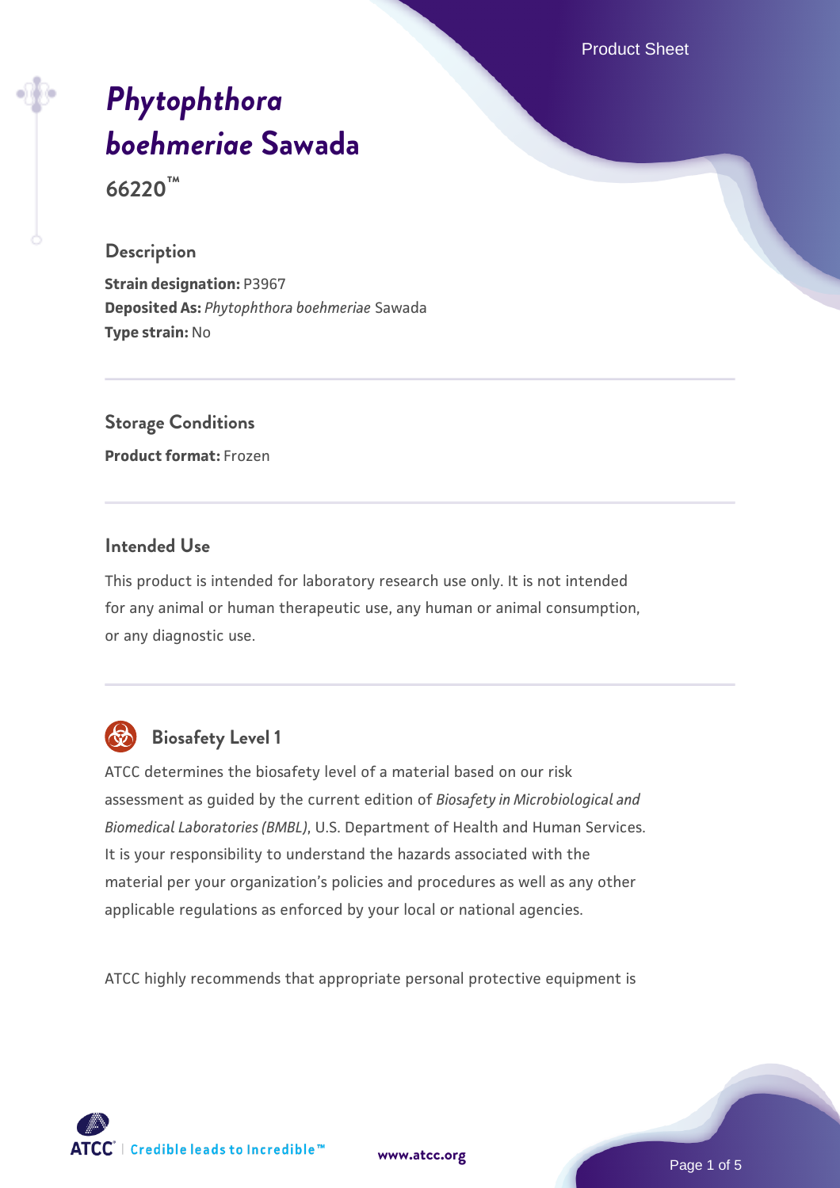# *Phytophthora boehmeriae* Sawada

**66220™**

## Description

**Strain designation:** P3967
**Deposited As:** *Phytophthora boehmeriae* Sawada
**Type strain:** No

## Storage Conditions

**Product format:** Frozen

## Intended Use

This product is intended for laboratory research use only. It is not intended for any animal or human therapeutic use, any human or animal consumption, or any diagnostic use.

## Biosafety Level 1

ATCC determines the biosafety level of a material based on our risk assessment as guided by the current edition of *Biosafety in Microbiological and Biomedical Laboratories (BMBL)*, U.S. Department of Health and Human Services. It is your responsibility to understand the hazards associated with the material per your organization's policies and procedures as well as any other applicable regulations as enforced by your local or national agencies.

ATCC highly recommends that appropriate personal protective equipment is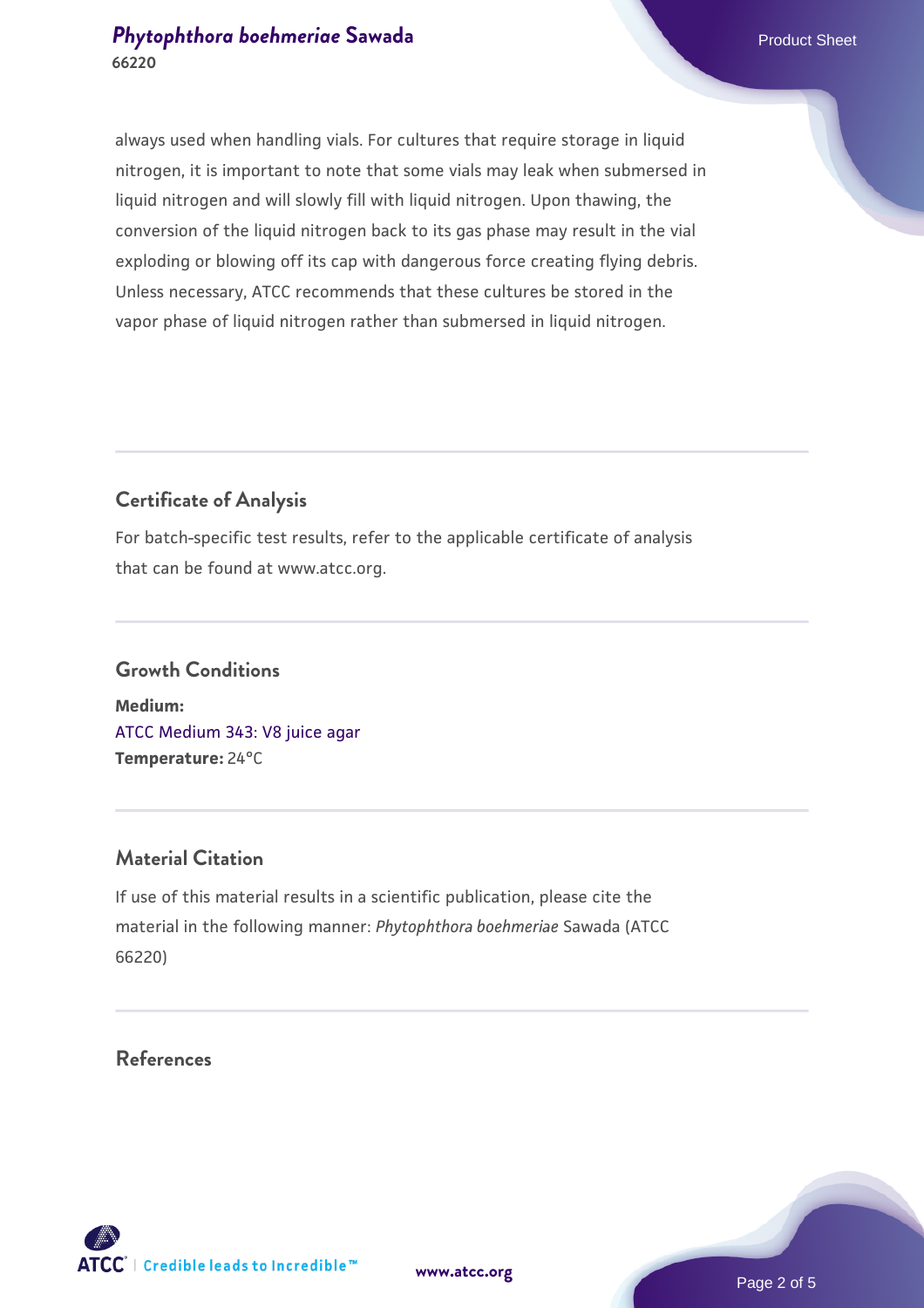always used when handling vials. For cultures that require storage in liquid nitrogen, it is important to note that some vials may leak when submersed in liquid nitrogen and will slowly fill with liquid nitrogen. Upon thawing, the conversion of the liquid nitrogen back to its gas phase may result in the vial exploding or blowing off its cap with dangerous force creating flying debris. Unless necessary, ATCC recommends that these cultures be stored in the vapor phase of liquid nitrogen rather than submersed in liquid nitrogen.

## Certificate of Analysis

For batch-specific test results, refer to the applicable certificate of analysis that can be found at www.atcc.org.

## Growth Conditions

**Medium:**
ATCC Medium 343: V8 juice agar
**Temperature:** 24°C

## Material Citation

If use of this material results in a scientific publication, please cite the material in the following manner: *Phytophthora boehmeriae* Sawada (ATCC 66220)

## References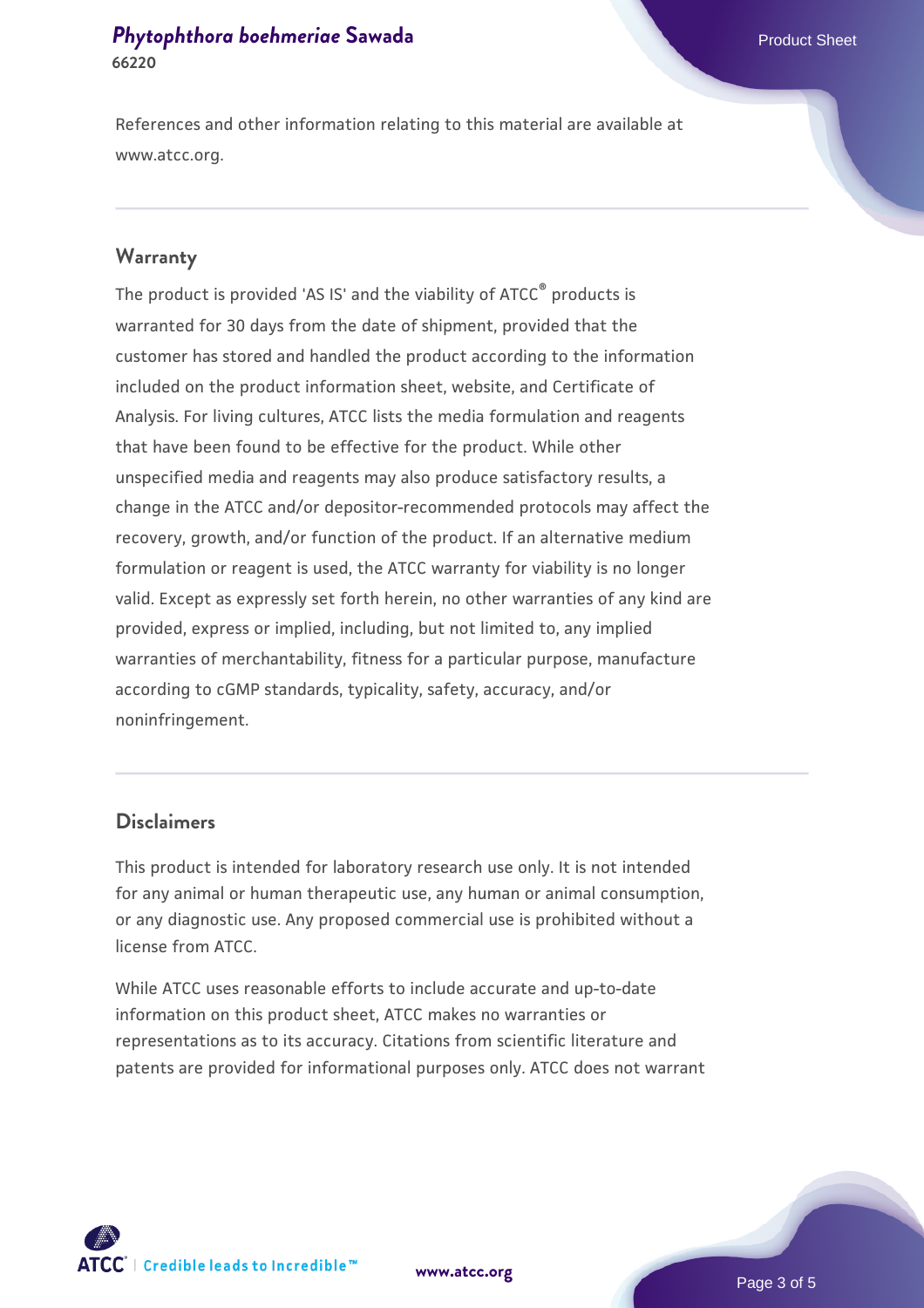References and other information relating to this material are available at www.atcc.org.

## Warranty

The product is provided 'AS IS' and the viability of ATCC® products is warranted for 30 days from the date of shipment, provided that the customer has stored and handled the product according to the information included on the product information sheet, website, and Certificate of Analysis. For living cultures, ATCC lists the media formulation and reagents that have been found to be effective for the product. While other unspecified media and reagents may also produce satisfactory results, a change in the ATCC and/or depositor-recommended protocols may affect the recovery, growth, and/or function of the product. If an alternative medium formulation or reagent is used, the ATCC warranty for viability is no longer valid. Except as expressly set forth herein, no other warranties of any kind are provided, express or implied, including, but not limited to, any implied warranties of merchantability, fitness for a particular purpose, manufacture according to cGMP standards, typicality, safety, accuracy, and/or noninfringement.

## Disclaimers

This product is intended for laboratory research use only. It is not intended for any animal or human therapeutic use, any human or animal consumption, or any diagnostic use. Any proposed commercial use is prohibited without a license from ATCC.

While ATCC uses reasonable efforts to include accurate and up-to-date information on this product sheet, ATCC makes no warranties or representations as to its accuracy. Citations from scientific literature and patents are provided for informational purposes only. ATCC does not warrant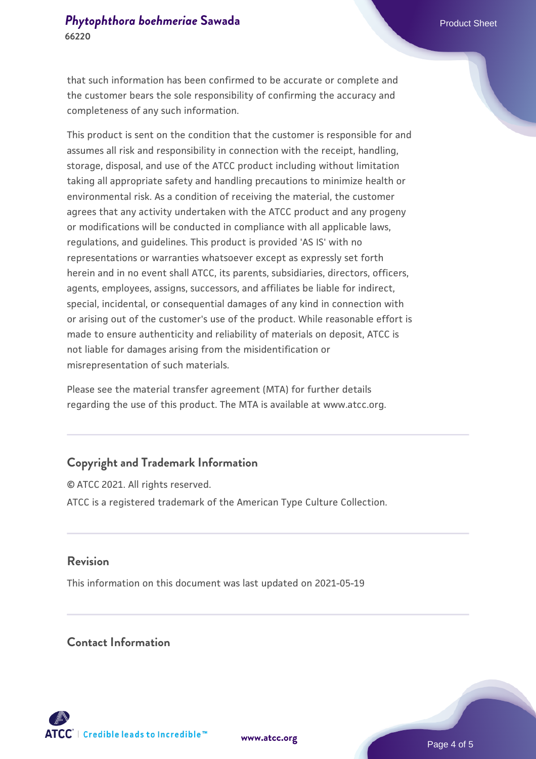that such information has been confirmed to be accurate or complete and the customer bears the sole responsibility of confirming the accuracy and completeness of any such information.

This product is sent on the condition that the customer is responsible for and assumes all risk and responsibility in connection with the receipt, handling, storage, disposal, and use of the ATCC product including without limitation taking all appropriate safety and handling precautions to minimize health or environmental risk. As a condition of receiving the material, the customer agrees that any activity undertaken with the ATCC product and any progeny or modifications will be conducted in compliance with all applicable laws, regulations, and guidelines. This product is provided 'AS IS' with no representations or warranties whatsoever except as expressly set forth herein and in no event shall ATCC, its parents, subsidiaries, directors, officers, agents, employees, assigns, successors, and affiliates be liable for indirect, special, incidental, or consequential damages of any kind in connection with or arising out of the customer's use of the product. While reasonable effort is made to ensure authenticity and reliability of materials on deposit, ATCC is not liable for damages arising from the misidentification or misrepresentation of such materials.

Please see the material transfer agreement (MTA) for further details regarding the use of this product. The MTA is available at www.atcc.org.

## Copyright and Trademark Information

© ATCC 2021. All rights reserved.

ATCC is a registered trademark of the American Type Culture Collection.

## Revision

This information on this document was last updated on 2021-05-19

## Contact Information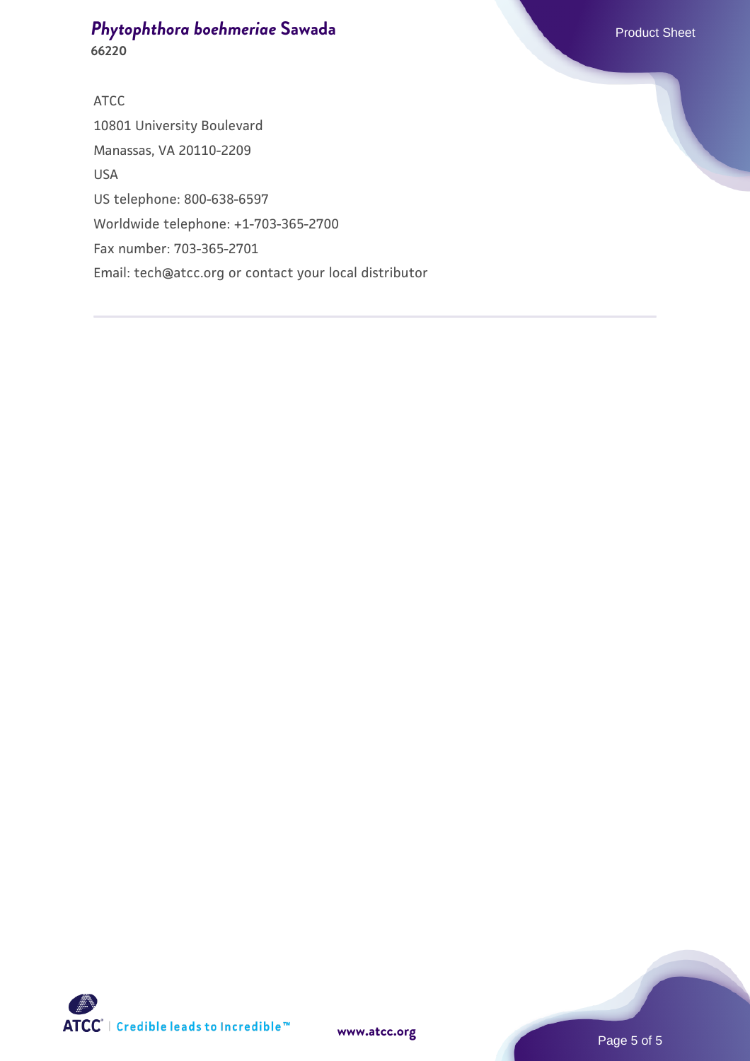ATCC

10801 University Boulevard

Manassas, VA 20110-2209

USA

US telephone: 800-638-6597

Worldwide telephone: +1-703-365-2700

Fax number: 703-365-2701

Email: tech@atcc.org or contact your local distributor